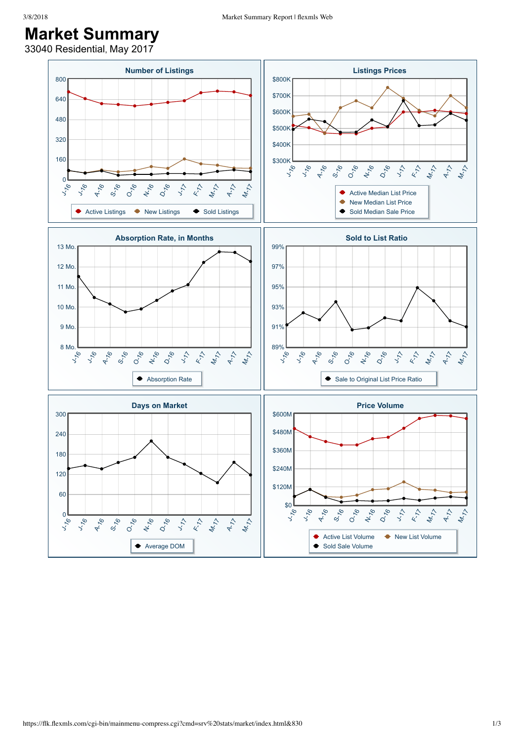# Market Summary

33040 Residential, May 2017

## Number of Listings

800, 640, 480, 320, 160, 0

J-16, J-16, A-16, S-16, O-16, N-16, D-16, J-17, F-17, M-17, A-17, M-17

Active Listings · New Listings · Sold Listings

## Listings Prices

$800K, $700K, $600K, $500K, $400K, $300K

J-16, J-16, A-16, S-16, O-16, N-16, D-16, J-17, F-17, M-17, A-17, M-17

Active Median List Price · New Median List Price · Sold Median Sale Price

## Absorption Rate, in Months

13 Mo., 12 Mo., 11 Mo., 10 Mo., 9 Mo., 8 Mo.

J-16, J-16, A-16, S-16, O-16, N-16, D-16, J-17, F-17, M-17, A-17, M-17

Absorption Rate

## Sold to List Ratio

99%, 97%, 95%, 93%, 91%, 89%

J-16, J-16, A-16, S-16, O-16, N-16, D-16, J-17, F-17, M-17, A-17, M-17

Sale to Original List Price Ratio

## Days on Market

300, 240, 180, 120, 60, 0

J-16, J-16, A-16, S-16, O-16, N-16, D-16, J-17, F-17, M-17, A-17, M-17

Average DOM

## Price Volume

$600M, $480M, $360M, $240M, $120M, $0

J-16, J-16, A-16, S-16, O-16, N-16, D-16, J-17, F-17, M-17, A-17, M-17

Active List Volume · New List Volume · Sold Sale Volume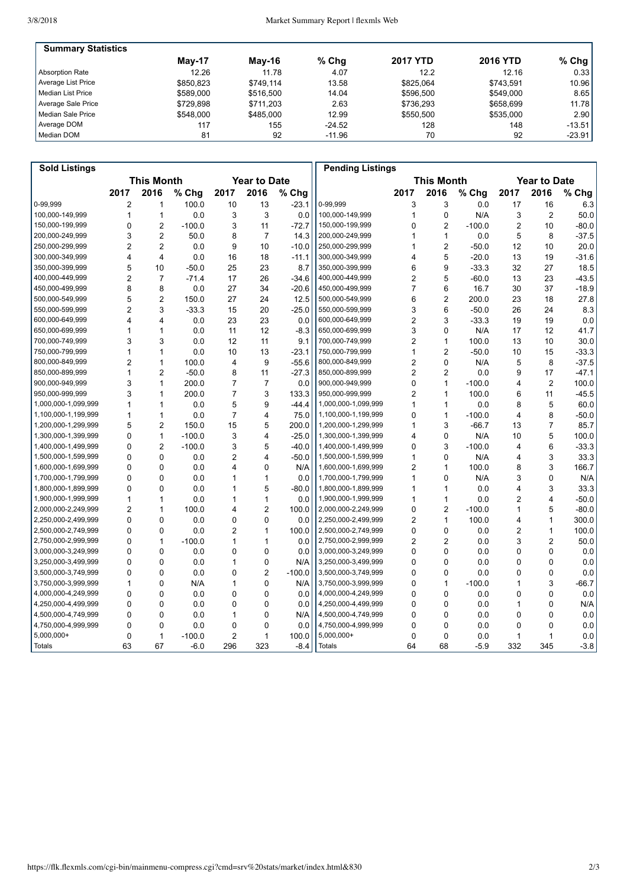## Summary Statistics

| | May-17 | May-16 | % Chg | 2017 YTD | 2016 YTD | % Chg |
|---|---|---|---|---|---|---|
| Absorption Rate | 12.26 | 11.78 | 4.07 | 12.2 | 12.16 | 0.33 |
| Average List Price | $850,823 | $749,114 | 13.58 | $825,064 | $743,591 | 10.96 |
| Median List Price | $589,000 | $516,500 | 14.04 | $596,500 | $549,000 | 8.65 |
| Average Sale Price | $729,898 | $711,203 | 2.63 | $736,293 | $658,699 | 11.78 |
| Median Sale Price | $548,000 | $485,000 | 12.99 | $550,500 | $535,000 | 2.90 |
| Average DOM | 117 | 155 | -24.52 | 128 | 148 | -13.51 |
| Median DOM | 81 | 92 | -11.96 | 70 | 92 | -23.91 |

## Sold Listings

| | This Month | | | Year to Date | | |
|---|---|---|---|---|---|---|
| | 2017 | 2016 | % Chg | 2017 | 2016 | % Chg |
| 0-99,999 | 2 | 1 | 100.0 | 10 | 13 | -23.1 |
| 100,000-149,999 | 1 | 1 | 0.0 | 3 | 3 | 0.0 |
| 150,000-199,999 | 0 | 2 | -100.0 | 3 | 11 | -72.7 |
| 200,000-249,999 | 3 | 2 | 50.0 | 8 | 7 | 14.3 |
| 250,000-299,999 | 2 | 2 | 0.0 | 9 | 10 | -10.0 |
| 300,000-349,999 | 4 | 4 | 0.0 | 16 | 18 | -11.1 |
| 350,000-399,999 | 5 | 10 | -50.0 | 25 | 23 | 8.7 |
| 400,000-449,999 | 2 | 7 | -71.4 | 17 | 26 | -34.6 |
| 450,000-499,999 | 8 | 8 | 0.0 | 27 | 34 | -20.6 |
| 500,000-549,999 | 5 | 2 | 150.0 | 27 | 24 | 12.5 |
| 550,000-599,999 | 2 | 3 | -33.3 | 15 | 20 | -25.0 |
| 600,000-649,999 | 4 | 4 | 0.0 | 23 | 23 | 0.0 |
| 650,000-699,999 | 1 | 1 | 0.0 | 11 | 12 | -8.3 |
| 700,000-749,999 | 3 | 3 | 0.0 | 12 | 11 | 9.1 |
| 750,000-799,999 | 1 | 1 | 0.0 | 10 | 13 | -23.1 |
| 800,000-849,999 | 2 | 1 | 100.0 | 4 | 9 | -55.6 |
| 850,000-899,999 | 1 | 2 | -50.0 | 8 | 11 | -27.3 |
| 900,000-949,999 | 3 | 1 | 200.0 | 7 | 7 | 0.0 |
| 950,000-999,999 | 3 | 1 | 200.0 | 7 | 3 | 133.3 |
| 1,000,000-1,099,999 | 1 | 1 | 0.0 | 5 | 9 | -44.4 |
| 1,100,000-1,199,999 | 1 | 1 | 0.0 | 7 | 4 | 75.0 |
| 1,200,000-1,299,999 | 5 | 2 | 150.0 | 15 | 5 | 200.0 |
| 1,300,000-1,399,999 | 0 | 1 | -100.0 | 3 | 4 | -25.0 |
| 1,400,000-1,499,999 | 0 | 2 | -100.0 | 3 | 5 | -40.0 |
| 1,500,000-1,599,999 | 0 | 0 | 0.0 | 2 | 4 | -50.0 |
| 1,600,000-1,699,999 | 0 | 0 | 0.0 | 4 | 0 | N/A |
| 1,700,000-1,799,999 | 0 | 0 | 0.0 | 1 | 1 | 0.0 |
| 1,800,000-1,899,999 | 0 | 0 | 0.0 | 1 | 5 | -80.0 |
| 1,900,000-1,999,999 | 1 | 1 | 0.0 | 1 | 1 | 0.0 |
| 2,000,000-2,249,999 | 2 | 1 | 100.0 | 4 | 2 | 100.0 |
| 2,250,000-2,499,999 | 0 | 0 | 0.0 | 0 | 0 | 0.0 |
| 2,500,000-2,749,999 | 0 | 0 | 0.0 | 2 | 1 | 100.0 |
| 2,750,000-2,999,999 | 0 | 1 | -100.0 | 1 | 1 | 0.0 |
| 3,000,000-3,249,999 | 0 | 0 | 0.0 | 0 | 0 | 0.0 |
| 3,250,000-3,499,999 | 0 | 0 | 0.0 | 1 | 0 | N/A |
| 3,500,000-3,749,999 | 0 | 0 | 0.0 | 0 | 2 | -100.0 |
| 3,750,000-3,999,999 | 1 | 0 | N/A | 1 | 0 | N/A |
| 4,000,000-4,249,999 | 0 | 0 | 0.0 | 0 | 0 | 0.0 |
| 4,250,000-4,499,999 | 0 | 0 | 0.0 | 0 | 0 | 0.0 |
| 4,500,000-4,749,999 | 0 | 0 | 0.0 | 1 | 0 | N/A |
| 4,750,000-4,999,999 | 0 | 0 | 0.0 | 0 | 0 | 0.0 |
| 5,000,000+ | 0 | 1 | -100.0 | 2 | 1 | 100.0 |
| Totals | 63 | 67 | -6.0 | 296 | 323 | -8.4 |

## Pending Listings

| | This Month | | | Year to Date | | |
|---|---|---|---|---|---|---|
| | 2017 | 2016 | % Chg | 2017 | 2016 | % Chg |
| 0-99,999 | 3 | 3 | 0.0 | 17 | 16 | 6.3 |
| 100,000-149,999 | 1 | 0 | N/A | 3 | 2 | 50.0 |
| 150,000-199,999 | 0 | 2 | -100.0 | 2 | 10 | -80.0 |
| 200,000-249,999 | 1 | 1 | 0.0 | 5 | 8 | -37.5 |
| 250,000-299,999 | 1 | 2 | -50.0 | 12 | 10 | 20.0 |
| 300,000-349,999 | 4 | 5 | -20.0 | 13 | 19 | -31.6 |
| 350,000-399,999 | 6 | 9 | -33.3 | 32 | 27 | 18.5 |
| 400,000-449,999 | 2 | 5 | -60.0 | 13 | 23 | -43.5 |
| 450,000-499,999 | 7 | 6 | 16.7 | 30 | 37 | -18.9 |
| 500,000-549,999 | 6 | 2 | 200.0 | 23 | 18 | 27.8 |
| 550,000-599,999 | 3 | 6 | -50.0 | 26 | 24 | 8.3 |
| 600,000-649,999 | 2 | 3 | -33.3 | 19 | 19 | 0.0 |
| 650,000-699,999 | 3 | 0 | N/A | 17 | 12 | 41.7 |
| 700,000-749,999 | 2 | 1 | 100.0 | 13 | 10 | 30.0 |
| 750,000-799,999 | 1 | 2 | -50.0 | 10 | 15 | -33.3 |
| 800,000-849,999 | 2 | 0 | N/A | 5 | 8 | -37.5 |
| 850,000-899,999 | 2 | 2 | 0.0 | 9 | 17 | -47.1 |
| 900,000-949,999 | 0 | 1 | -100.0 | 4 | 2 | 100.0 |
| 950,000-999,999 | 2 | 1 | 100.0 | 6 | 11 | -45.5 |
| 1,000,000-1,099,999 | 1 | 1 | 0.0 | 8 | 5 | 60.0 |
| 1,100,000-1,199,999 | 0 | 1 | -100.0 | 4 | 8 | -50.0 |
| 1,200,000-1,299,999 | 1 | 3 | -66.7 | 13 | 7 | 85.7 |
| 1,300,000-1,399,999 | 4 | 0 | N/A | 10 | 5 | 100.0 |
| 1,400,000-1,499,999 | 0 | 3 | -100.0 | 4 | 6 | -33.3 |
| 1,500,000-1,599,999 | 1 | 0 | N/A | 4 | 3 | 33.3 |
| 1,600,000-1,699,999 | 2 | 1 | 100.0 | 8 | 3 | 166.7 |
| 1,700,000-1,799,999 | 1 | 0 | N/A | 3 | 0 | N/A |
| 1,800,000-1,899,999 | 1 | 1 | 0.0 | 4 | 3 | 33.3 |
| 1,900,000-1,999,999 | 1 | 1 | 0.0 | 2 | 4 | -50.0 |
| 2,000,000-2,249,999 | 0 | 2 | -100.0 | 1 | 5 | -80.0 |
| 2,250,000-2,499,999 | 2 | 1 | 100.0 | 4 | 1 | 300.0 |
| 2,500,000-2,749,999 | 0 | 0 | 0.0 | 2 | 1 | 100.0 |
| 2,750,000-2,999,999 | 2 | 2 | 0.0 | 3 | 2 | 50.0 |
| 3,000,000-3,249,999 | 0 | 0 | 0.0 | 0 | 0 | 0.0 |
| 3,250,000-3,499,999 | 0 | 0 | 0.0 | 0 | 0 | 0.0 |
| 3,500,000-3,749,999 | 0 | 0 | 0.0 | 0 | 0 | 0.0 |
| 3,750,000-3,999,999 | 0 | 1 | -100.0 | 1 | 3 | -66.7 |
| 4,000,000-4,249,999 | 0 | 0 | 0.0 | 0 | 0 | 0.0 |
| 4,250,000-4,499,999 | 0 | 0 | 0.0 | 1 | 0 | N/A |
| 4,500,000-4,749,999 | 0 | 0 | 0.0 | 0 | 0 | 0.0 |
| 4,750,000-4,999,999 | 0 | 0 | 0.0 | 0 | 0 | 0.0 |
| 5,000,000+ | 0 | 0 | 0.0 | 1 | 1 | 0.0 |
| Totals | 64 | 68 | -5.9 | 332 | 345 | -3.8 |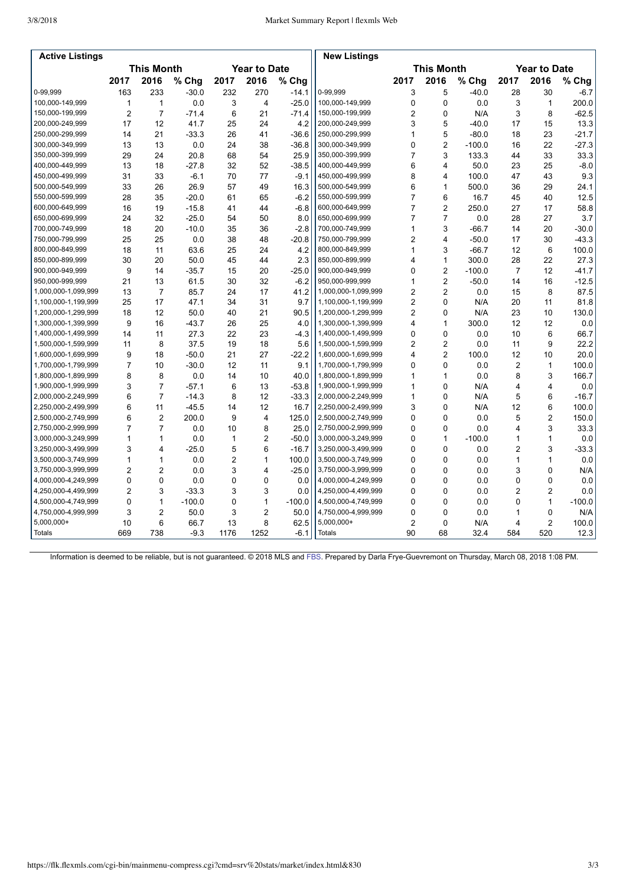## Active Listings

| | This Month | | | Year to Date | | |
|---|---|---|---|---|---|---|
| | 2017 | 2016 | % Chg | 2017 | 2016 | % Chg |
| 0-99,999 | 163 | 233 | -30.0 | 232 | 270 | -14.1 |
| 100,000-149,999 | 1 | 1 | 0.0 | 3 | 4 | -25.0 |
| 150,000-199,999 | 2 | 7 | -71.4 | 6 | 21 | -71.4 |
| 200,000-249,999 | 17 | 12 | 41.7 | 25 | 24 | 4.2 |
| 250,000-299,999 | 14 | 21 | -33.3 | 26 | 41 | -36.6 |
| 300,000-349,999 | 13 | 13 | 0.0 | 24 | 38 | -36.8 |
| 350,000-399,999 | 29 | 24 | 20.8 | 68 | 54 | 25.9 |
| 400,000-449,999 | 13 | 18 | -27.8 | 32 | 52 | -38.5 |
| 450,000-499,999 | 31 | 33 | -6.1 | 70 | 77 | -9.1 |
| 500,000-549,999 | 33 | 26 | 26.9 | 57 | 49 | 16.3 |
| 550,000-599,999 | 28 | 35 | -20.0 | 61 | 65 | -6.2 |
| 600,000-649,999 | 16 | 19 | -15.8 | 41 | 44 | -6.8 |
| 650,000-699,999 | 24 | 32 | -25.0 | 54 | 50 | 8.0 |
| 700,000-749,999 | 18 | 20 | -10.0 | 35 | 36 | -2.8 |
| 750,000-799,999 | 25 | 25 | 0.0 | 38 | 48 | -20.8 |
| 800,000-849,999 | 18 | 11 | 63.6 | 25 | 24 | 4.2 |
| 850,000-899,999 | 30 | 20 | 50.0 | 45 | 44 | 2.3 |
| 900,000-949,999 | 9 | 14 | -35.7 | 15 | 20 | -25.0 |
| 950,000-999,999 | 21 | 13 | 61.5 | 30 | 32 | -6.2 |
| 1,000,000-1,099,999 | 13 | 7 | 85.7 | 24 | 17 | 41.2 |
| 1,100,000-1,199,999 | 25 | 17 | 47.1 | 34 | 31 | 9.7 |
| 1,200,000-1,299,999 | 18 | 12 | 50.0 | 40 | 21 | 90.5 |
| 1,300,000-1,399,999 | 9 | 16 | -43.7 | 26 | 25 | 4.0 |
| 1,400,000-1,499,999 | 14 | 11 | 27.3 | 22 | 23 | -4.3 |
| 1,500,000-1,599,999 | 11 | 8 | 37.5 | 19 | 18 | 5.6 |
| 1,600,000-1,699,999 | 9 | 18 | -50.0 | 21 | 27 | -22.2 |
| 1,700,000-1,799,999 | 7 | 10 | -30.0 | 12 | 11 | 9.1 |
| 1,800,000-1,899,999 | 8 | 8 | 0.0 | 14 | 10 | 40.0 |
| 1,900,000-1,999,999 | 3 | 7 | -57.1 | 6 | 13 | -53.8 |
| 2,000,000-2,249,999 | 6 | 7 | -14.3 | 8 | 12 | -33.3 |
| 2,250,000-2,499,999 | 6 | 11 | -45.5 | 14 | 12 | 16.7 |
| 2,500,000-2,749,999 | 6 | 2 | 200.0 | 9 | 4 | 125.0 |
| 2,750,000-2,999,999 | 7 | 7 | 0.0 | 10 | 8 | 25.0 |
| 3,000,000-3,249,999 | 1 | 1 | 0.0 | 1 | 2 | -50.0 |
| 3,250,000-3,499,999 | 3 | 4 | -25.0 | 5 | 6 | -16.7 |
| 3,500,000-3,749,999 | 1 | 1 | 0.0 | 2 | 1 | 100.0 |
| 3,750,000-3,999,999 | 2 | 2 | 0.0 | 3 | 4 | -25.0 |
| 4,000,000-4,249,999 | 0 | 0 | 0.0 | 0 | 0 | 0.0 |
| 4,250,000-4,499,999 | 2 | 3 | -33.3 | 3 | 3 | 0.0 |
| 4,500,000-4,749,999 | 0 | 1 | -100.0 | 0 | 1 | -100.0 |
| 4,750,000-4,999,999 | 3 | 2 | 50.0 | 3 | 2 | 50.0 |
| 5,000,000+ | 10 | 6 | 66.7 | 13 | 8 | 62.5 |
| Totals | 669 | 738 | -9.3 | 1176 | 1252 | -6.1 |

## New Listings

| | This Month | | | Year to Date | | |
|---|---|---|---|---|---|---|
| | 2017 | 2016 | % Chg | 2017 | 2016 | % Chg |
| 0-99,999 | 3 | 5 | -40.0 | 28 | 30 | -6.7 |
| 100,000-149,999 | 0 | 0 | 0.0 | 3 | 1 | 200.0 |
| 150,000-199,999 | 2 | 0 | N/A | 3 | 8 | -62.5 |
| 200,000-249,999 | 3 | 5 | -40.0 | 17 | 15 | 13.3 |
| 250,000-299,999 | 1 | 5 | -80.0 | 18 | 23 | -21.7 |
| 300,000-349,999 | 0 | 2 | -100.0 | 16 | 22 | -27.3 |
| 350,000-399,999 | 7 | 3 | 133.3 | 44 | 33 | 33.3 |
| 400,000-449,999 | 6 | 4 | 50.0 | 23 | 25 | -8.0 |
| 450,000-499,999 | 8 | 4 | 100.0 | 47 | 43 | 9.3 |
| 500,000-549,999 | 6 | 1 | 500.0 | 36 | 29 | 24.1 |
| 550,000-599,999 | 7 | 6 | 16.7 | 45 | 40 | 12.5 |
| 600,000-649,999 | 7 | 2 | 250.0 | 27 | 17 | 58.8 |
| 650,000-699,999 | 7 | 7 | 0.0 | 28 | 27 | 3.7 |
| 700,000-749,999 | 1 | 3 | -66.7 | 14 | 20 | -30.0 |
| 750,000-799,999 | 2 | 4 | -50.0 | 17 | 30 | -43.3 |
| 800,000-849,999 | 1 | 3 | -66.7 | 12 | 6 | 100.0 |
| 850,000-899,999 | 4 | 1 | 300.0 | 28 | 22 | 27.3 |
| 900,000-949,999 | 0 | 2 | -100.0 | 7 | 12 | -41.7 |
| 950,000-999,999 | 1 | 2 | -50.0 | 14 | 16 | -12.5 |
| 1,000,000-1,099,999 | 2 | 2 | 0.0 | 15 | 8 | 87.5 |
| 1,100,000-1,199,999 | 2 | 0 | N/A | 20 | 11 | 81.8 |
| 1,200,000-1,299,999 | 2 | 0 | N/A | 23 | 10 | 130.0 |
| 1,300,000-1,399,999 | 4 | 1 | 300.0 | 12 | 12 | 0.0 |
| 1,400,000-1,499,999 | 0 | 0 | 0.0 | 10 | 6 | 66.7 |
| 1,500,000-1,599,999 | 2 | 2 | 0.0 | 11 | 9 | 22.2 |
| 1,600,000-1,699,999 | 4 | 2 | 100.0 | 12 | 10 | 20.0 |
| 1,700,000-1,799,999 | 0 | 0 | 0.0 | 2 | 1 | 100.0 |
| 1,800,000-1,899,999 | 1 | 1 | 0.0 | 8 | 3 | 166.7 |
| 1,900,000-1,999,999 | 1 | 0 | N/A | 4 | 4 | 0.0 |
| 2,000,000-2,249,999 | 1 | 0 | N/A | 5 | 6 | -16.7 |
| 2,250,000-2,499,999 | 3 | 0 | N/A | 12 | 6 | 100.0 |
| 2,500,000-2,749,999 | 0 | 0 | 0.0 | 5 | 2 | 150.0 |
| 2,750,000-2,999,999 | 0 | 0 | 0.0 | 4 | 3 | 33.3 |
| 3,000,000-3,249,999 | 0 | 1 | -100.0 | 1 | 1 | 0.0 |
| 3,250,000-3,499,999 | 0 | 0 | 0.0 | 2 | 3 | -33.3 |
| 3,500,000-3,749,999 | 0 | 0 | 0.0 | 1 | 1 | 0.0 |
| 3,750,000-3,999,999 | 0 | 0 | 0.0 | 3 | 0 | N/A |
| 4,000,000-4,249,999 | 0 | 0 | 0.0 | 0 | 0 | 0.0 |
| 4,250,000-4,499,999 | 0 | 0 | 0.0 | 2 | 2 | 0.0 |
| 4,500,000-4,749,999 | 0 | 0 | 0.0 | 0 | 1 | -100.0 |
| 4,750,000-4,999,999 | 0 | 0 | 0.0 | 1 | 0 | N/A |
| 5,000,000+ | 2 | 0 | N/A | 4 | 2 | 100.0 |
| Totals | 90 | 68 | 32.4 | 584 | 520 | 12.3 |

Information is deemed to be reliable, but is not guaranteed. © 2018 MLS and FBS. Prepared by Darla Frye-Guevremont on Thursday, March 08, 2018 1:08 PM.